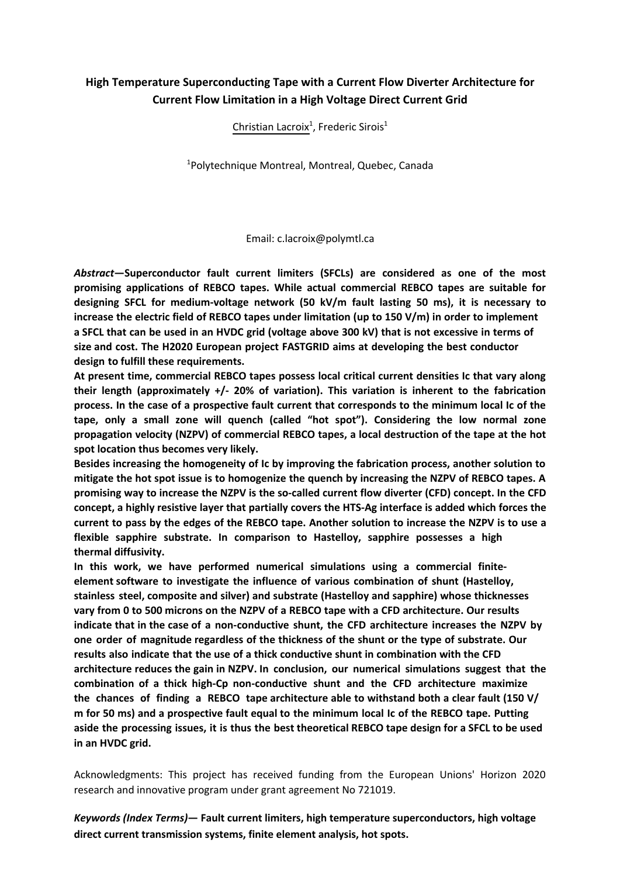# High Temperature Superconducting Tape with a Current Flow Diverter Architecture for Current Flow Limitation in a High Voltage Direct Current Grid

Christian Lacroix[1], Frederic Sirois[1]

[1]Polytechnique Montreal, Montreal, Quebec, Canada

Email: c.lacroix@polymtl.ca

***Abstract*—Superconductor fault current limiters (SFCLs) are considered as one of the most promising applications of REBCO tapes. While actual commercial REBCO tapes are suitable for designing SFCL for medium-voltage network (50 kV/m fault lasting 50 ms), it is necessary to increase the electric field of REBCO tapes under limitation (up to 150 V/m) in order to implement a SFCL that can be used in an HVDC grid (voltage above 300 kV) that is not excessive in terms of size and cost. The H2020 European project FASTGRID aims at developing the best conductor design to fulfill these requirements.**

**At present time, commercial REBCO tapes possess local critical current densities Ic that vary along their length (approximately +/- 20% of variation). This variation is inherent to the fabrication process. In the case of a prospective fault current that corresponds to the minimum local Ic of the tape, only a small zone will quench (called "hot spot"). Considering the low normal zone propagation velocity (NZPV) of commercial REBCO tapes, a local destruction of the tape at the hot spot location thus becomes very likely.**

**Besides increasing the homogeneity of Ic by improving the fabrication process, another solution to mitigate the hot spot issue is to homogenize the quench by increasing the NZPV of REBCO tapes. A promising way to increase the NZPV is the so-called current flow diverter (CFD) concept. In the CFD concept, a highly resistive layer that partially covers the HTS-Ag interface is added which forces the current to pass by the edges of the REBCO tape. Another solution to increase the NZPV is to use a flexible sapphire substrate. In comparison to Hastelloy, sapphire possesses a high thermal diffusivity.**

**In this work, we have performed numerical simulations using a commercial finite-element software to investigate the influence of various combination of shunt (Hastelloy, stainless steel, composite and silver) and substrate (Hastelloy and sapphire) whose thicknesses vary from 0 to 500 microns on the NZPV of a REBCO tape with a CFD architecture. Our results indicate that in the case of a non-conductive shunt, the CFD architecture increases the NZPV by one order of magnitude regardless of the thickness of the shunt or the type of substrate. Our results also indicate that the use of a thick conductive shunt in combination with the CFD architecture reduces the gain in NZPV. In conclusion, our numerical simulations suggest that the combination of a thick high-Cp non-conductive shunt and the CFD architecture maximize the chances of finding a REBCO tape architecture able to withstand both a clear fault (150 V/m for 50 ms) and a prospective fault equal to the minimum local Ic of the REBCO tape. Putting aside the processing issues, it is thus the best theoretical REBCO tape design for a SFCL to be used in an HVDC grid.**

Acknowledgments: This project has received funding from the European Unions' Horizon 2020 research and innovative program under grant agreement No 721019.

***Keywords (Index Terms)*— Fault current limiters, high temperature superconductors, high voltage direct current transmission systems, finite element analysis, hot spots.**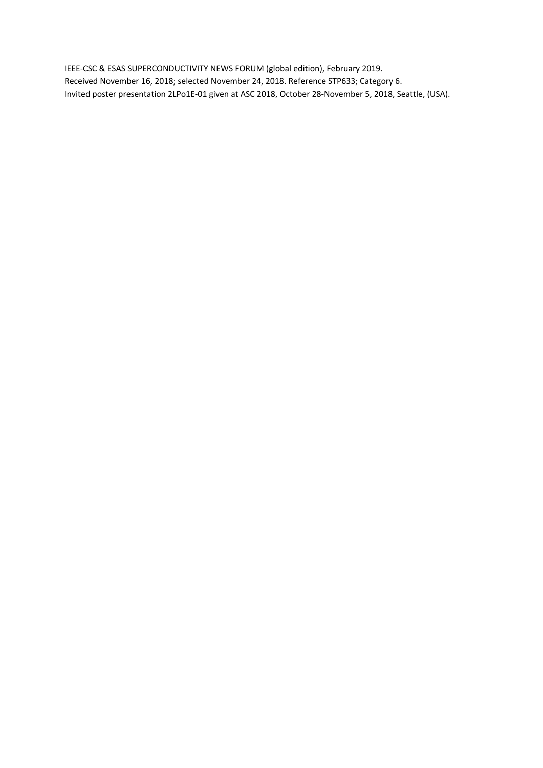IEEE-CSC & ESAS SUPERCONDUCTIVITY NEWS FORUM (global edition), February 2019.
Received November 16, 2018; selected November 24, 2018. Reference STP633; Category 6.
Invited poster presentation 2LPo1E-01 given at ASC 2018, October 28-November 5, 2018, Seattle, (USA).